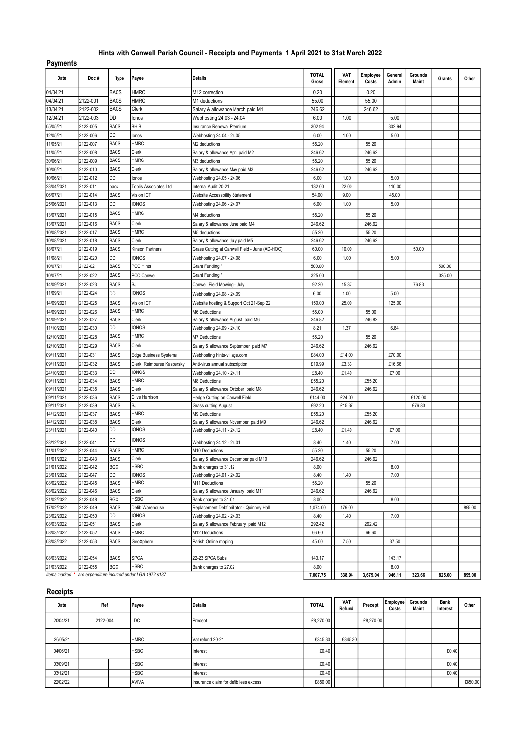# Hints with Canwell Parish Council - Receipts and Payments 1 April 2021 to 31st March 2022

## Payments

| Date | Doc # | Type | Payee | Details | TOTAL Gross | VAT Element | Employee Costs | General Admin | Grounds Maint | Grants | Other |
|---|---|---|---|---|---|---|---|---|---|---|---|
| 04/04/21 | | BACS | HMRC | M12 correction | 0.20 | | 0.20 | | | | |
| 04/04/21 | 2122-001 | BACS | HMRC | M1 deductions | 55.00 | | 55.00 | | | | |
| 13/04/21 | 2122-002 | BACS | Clerk | Salary & allowance March paid M1 | 246.62 | | 246.62 | | | | |
| 12/04/21 | 2122-003 | DD | Ionos | Webhosting 24.03 - 24.04 | 6.00 | 1.00 | | 5.00 | | | |
| 05/05/21 | 2122-005 | BACS | BHIB | Insurance Renewal Premium | 302.94 | | | 302.94 | | | |
| 12/05/21 | 2122-006 | DD | Ionos | Webhosting 24.04 - 24.05 | 6.00 | 1.00 | | 5.00 | | | |
| 11/05/21 | 2122-007 | BACS | HMRC | M2 deductions | 55.20 | | 55.20 | | | | |
| 11/05/21 | 2122-008 | BACS | Clerk | Salary & allowance April paid M2 | 246.62 | | 246.62 | | | | |
| 30/06/21 | 2122-009 | BACS | HMRC | M3 deductions | 55.20 | | 55.20 | | | | |
| 10/06/21 | 2122-010 | BACS | Clerk | Salary & allowance May paid M3 | 246.62 | | 246.62 | | | | |
| 10/06/21 | 2122-012 | DD | Ionos | Webhosting 24.05 - 24.06 | 6.00 | 1.00 | | 5.00 | | | |
| 23/04/2021 | 2122-011 | bacs | Toplis Associates Ltd | Internal Audit 20-21 | 132.00 | 22.00 | | 110.00 | | | |
| 06/07/21 | 2122-014 | BACS | Vision ICT | Website Accessbility Statement | 54.00 | 9.00 | | 45.00 | | | |
| 25/06/2021 | 2122-013 | DD | IONOS | Webhosting 24.06 - 24.07 | 6.00 | 1.00 | | 5.00 | | | |
| 13/07/2021 | 2122-015 | BACS | HMRC | M4 deductions | 55.20 | | 55.20 | | | | |
| 13/07/2021 | 2122-016 | BACS | Clerk | Salary & allowance June paid M4 | 246.62 | | 246.62 | | | | |
| 10/08/2021 | 2122-017 | BACS | HMRC | M5 deductions | 55.20 | | 55.20 | | | | |
| 10/08/2021 | 2122-018 | BACS | Clerk | Salary & allowance July paid M5 | 246.62 | | 246.62 | | | | |
| 18/07/21 | 2122-019 | BACS | Kinson Partners | Grass Cutting at Canwell Field - June (AD-HOC) | 60.00 | 10.00 | | | 50.00 | | |
| 11/08/21 | 2122-020 | DD | IONOS | Webhosting 24.07 - 24.08 | 6.00 | 1.00 | | 5.00 | | | |
| 10/07/21 | 2122-021 | BACS | PCC Hints | Grant Funding * | 500.00 | | | | | 500.00 | |
| 10/07/21 | 2122-022 | BACS | PCC Canwell | Grant Funding * | 325.00 | | | | | 325.00 | |
| 14/09/2021 | 2122-023 | BACS | SJL | Canwell Field Mowing - July | 92.20 | 15.37 | | | 76.83 | | |
| 11/09/21 | 2122-024 | DD | IONOS | Webhosting 24.08 - 24.09 | 6.00 | 1.00 | | 5.00 | | | |
| 14/09/2021 | 2122-025 | BACS | Vision ICT | Website hosting & Support Oct 21-Sep 22 | 150.00 | 25.00 | | 125.00 | | | |
| 14/09/2021 | 2122-026 | BACS | HMRC | M6 Deductions | 55.00 | | 55.00 | | | | |
| 14/09/2021 | 2122-027 | BACS | Clerk | Salary & allowance August paid M6 | 246.82 | | 246.82 | | | | |
| 11/10/2021 | 2122-030 | DD | IONOS | Webhosting 24.09 - 24.10 | 8.21 | 1.37 | | 6.84 | | | |
| 12/10/2021 | 2122-028 | BACS | HMRC | M7 Deductions | 55.20 | | 55.20 | | | | |
| 12/10/2021 | 2122-029 | BACS | Clerk | Salary & allowance September paid M7 | 246.62 | | 246.62 | | | | |
| 09/11/2021 | 2122-031 | BACS | Edge Business Systems | Webhosting hints-village.com | £84.00 | £14.00 | | £70.00 | | | |
| 09/11/2021 | 2122-032 | BACS | Clerk: Reimburse Kaspersky | Anti-virus annual subscription | £19.99 | £3.33 | | £16.66 | | | |
| 24/10/2021 | 2122-033 | DD | IONOS | Webhosting 24.10 - 24.11 | £8.40 | £1.40 | | £7.00 | | | |
| 09/11/2021 | 2122-034 | BACS | HMRC | M8 Deductions | £55.20 | | £55.20 | | | | |
| 09/11/2021 | 2122-035 | BACS | Clerk | Salary & allowance October paid M8 | 246.62 | | 246.62 | | | | |
| 09/11/2021 | 2122-036 | BACS | Clive Harrison | Hedge Cutting on Canwell Field | £144.00 | £24.00 | | | £120.00 | | |
| 09/11/2021 | 2122-039 | BACS | SJL | Grass cutting August | £92.20 | £15.37 | | | £76.83 | | |
| 14/12/2021 | 2122-037 | BACS | HMRC | M9 Deductions | £55.20 | | £55.20 | | | | |
| 14/12/2021 | 2122-038 | BACS | Clerk | Salary & allowance November paid M9 | 246.62 | | 246.62 | | | | |
| 23/11/2021 | 2122-040 | DD | IONOS | Webhosting 24.11 - 24.12 | £8.40 | £1.40 | | £7.00 | | | |
| 23/12/2021 | 2122-041 | DD | IONOS | Webhosting 24.12 - 24.01 | 8.40 | 1.40 | | 7.00 | | | |
| 11/01/2022 | 2122-044 | BACS | HMRC | M10 Deductions | 55.20 | | 55.20 | | | | |
| 11/01/2022 | 2122-043 | BACS | Clerk | Salary & allowance December paid M10 | 246.62 | | 246.62 | | | | |
| 21/01/2022 | 2122-042 | BGC | HSBC | Bank charges to 31.12 | 8.00 | | | 8.00 | | | |
| 23/01/2022 | 2122-047 | DD | IONOS | Webhosting 24.01 - 24.02 | 8.40 | 1.40 | | 7.00 | | | |
| 08/02/2022 | 2122-045 | BACS | HMRC | M11 Deductions | 55.20 | | 55.20 | | | | |
| 08/02/2022 | 2122-046 | BACS | Clerk | Salary & allowance January paid M11 | 246.62 | | 246.62 | | | | |
| 21/02/2022 | 2122-048 | BGC | HSBC | Bank charges to 31.01 | 8.00 | | | 8.00 | | | |
| 17/02/2022 | 2122-049 | BACS | Defib Warehouse | Replacement Debfibrillator - Quinney Hall | 1,074.00 | 179.00 | | | | | 895.00 |
| 23/02/2022 | 2122-050 | DD | IONOS | Webhosting 24.02 - 24.03 | 8.40 | 1.40 | | 7.00 | | | |
| 08/03/2022 | 2122-051 | BACS | Clerk | Salary & allowance February paid M12 | 292.42 | | 292.42 | | | | |
| 08/03/2022 | 2122-052 | BACS | HMRC | M12 Deductions | 66.60 | | 66.60 | | | | |
| 08/03/2022 | 2122-053 | BACS | GeoXphere | Parish Online maping | 45.00 | 7.50 | | 37.50 | | | |
| 08/03/2022 | 2122-054 | BACS | SPCA | 22-23 SPCA Subs | 143.17 | | | 143.17 | | | |
| 21/03/2022 | 2122-055 | BGC | HSBC | Bank charges to 27.02 | 8.00 | | | 8.00 | | | |
| *Items marked * are expenditure incurred under LGA 1972 s137* | | | | | 7,007.75 | 338.94 | 3,679.04 | 946.11 | 323.66 | 825.00 | 895.00 |

## Receipts

| Date | Ref | | Payee | Details | TOTAL | VAT Refund | Precept | Employee Costs | Grounds Maint | Bank Interest | Other |
|---|---|---|---|---|---|---|---|---|---|---|---|
| 20/04/21 | 2122-004 | | LDC | Precept | £8,270.00 | | £8,270.00 | | | | |
| 20/05/21 | | | HMRC | Vat refund 20-21 | £345.30 | £345.30 | | | | | |
| 04/06/21 | | | HSBC | Interest | £0.40 | | | | | £0.40 | |
| 03/09/21 | | | HSBC | Interest | £0.40 | | | | | £0.40 | |
| 03/12/21 | | | HSBC | Interest | £0.40 | | | | | £0.40 | |
| 22/02/22 | | | AVIVA | Insurance claim for defib less excess | £850.00 | | | | | | £850.00 |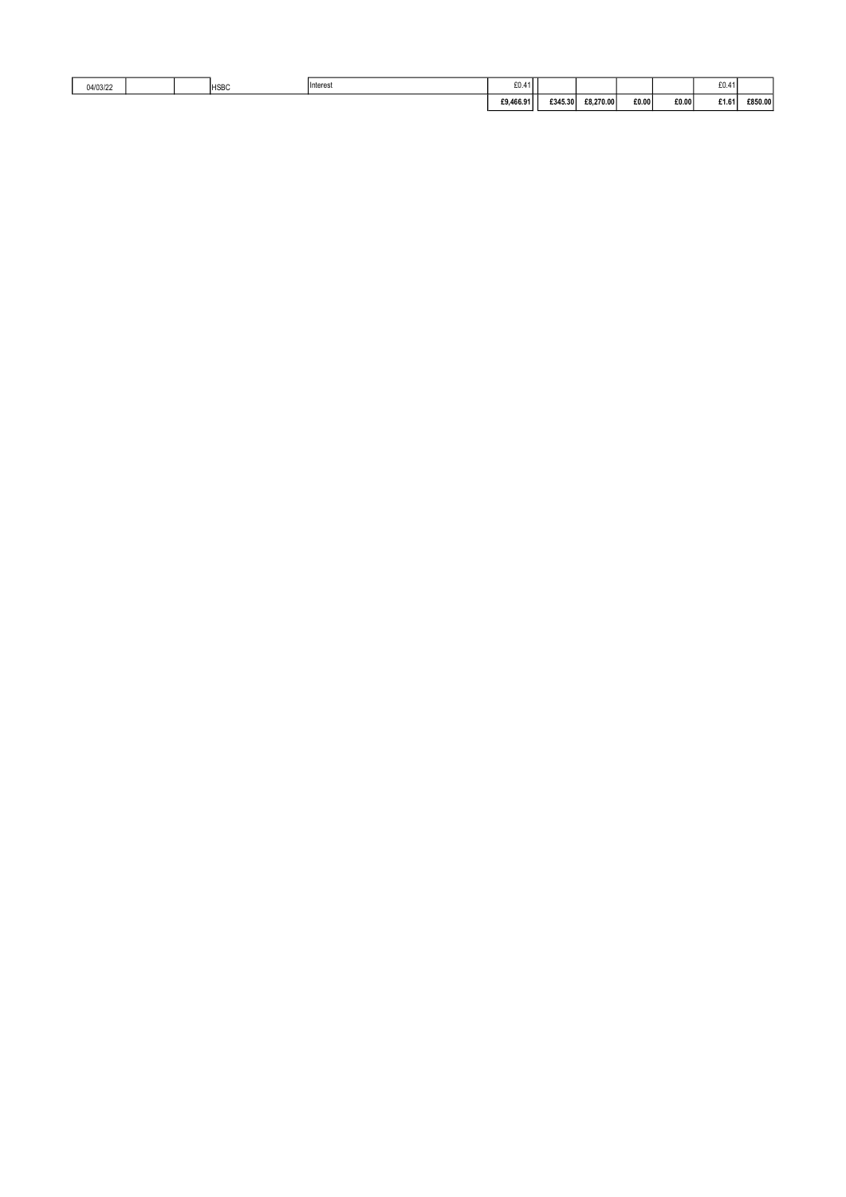| | | | | | | | | | | | |
|---|---|---|---|---|---|---|---|---|---|---|---|
| 04/03/22 | | | HSBC | Interest | £0.41 | | | | | £0.41 | |
| | | | | | **£9,466.91** | **£345.30** | **£8,270.00** | **£0.00** | **£0.00** | **£1.61** | **£850.00** |